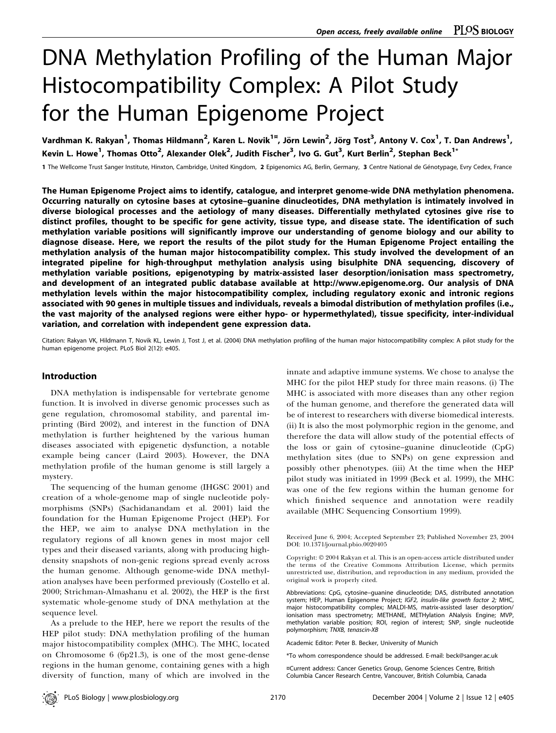# DNA Methylation Profiling of the Human Major Histocompatibility Complex: A Pilot Study for the Human Epigenome Project

Vardhman K. Rakyan[1], Thomas Hildmann[2], Karen L. Novik[1¤], Jörn Lewin[2], Jörg Tost[3], Antony V. Cox[1], T. Dan Andrews[1], Kevin L. Howe[1], Thomas Otto[2], Alexander Olek[2], Judith Fischer[3], Ivo G. Gut[3], Kurt Berlin[2], Stephan Beck[1*]

1 The Wellcome Trust Sanger Institute, Hinxton, Cambridge, United Kingdom, 2 Epigenomics AG, Berlin, Germany, 3 Centre National de Génotypage, Evry Cedex, France

**The Human Epigenome Project aims to identify, catalogue, and interpret genome-wide DNA methylation phenomena. Occurring naturally on cytosine bases at cytosine–guanine dinucleotides, DNA methylation is intimately involved in diverse biological processes and the aetiology of many diseases. Differentially methylated cytosines give rise to distinct profiles, thought to be specific for gene activity, tissue type, and disease state. The identification of such methylation variable positions will significantly improve our understanding of genome biology and our ability to diagnose disease. Here, we report the results of the pilot study for the Human Epigenome Project entailing the methylation analysis of the human major histocompatibility complex. This study involved the development of an integrated pipeline for high-throughput methylation analysis using bisulphite DNA sequencing, discovery of methylation variable positions, epigenotyping by matrix-assisted laser desorption/ionisation mass spectrometry, and development of an integrated public database available at http://www.epigenome.org. Our analysis of DNA methylation levels within the major histocompatibility complex, including regulatory exonic and intronic regions associated with 90 genes in multiple tissues and individuals, reveals a bimodal distribution of methylation profiles (i.e., the vast majority of the analysed regions were either hypo- or hypermethylated), tissue specificity, inter-individual variation, and correlation with independent gene expression data.**

Citation: Rakyan VK, Hildmann T, Novik KL, Lewin J, Tost J, et al. (2004) DNA methylation profiling of the human major histocompatibility complex: A pilot study for the human epigenome project. PLoS Biol 2(12): e405.

## Introduction

DNA methylation is indispensable for vertebrate genome function. It is involved in diverse genomic processes such as gene regulation, chromosomal stability, and parental imprinting (Bird 2002), and interest in the function of DNA methylation is further heightened by the various human diseases associated with epigenetic dysfunction, a notable example being cancer (Laird 2003). However, the DNA methylation profile of the human genome is still largely a mystery.

The sequencing of the human genome (IHGSC 2001) and creation of a whole-genome map of single nucleotide polymorphisms (SNPs) (Sachidanandam et al. 2001) laid the foundation for the Human Epigenome Project (HEP). For the HEP, we aim to analyse DNA methylation in the regulatory regions of all known genes in most major cell types and their diseased variants, along with producing high-density snapshots of non-genic regions spread evenly across the human genome. Although genome-wide DNA methylation analyses have been performed previously (Costello et al. 2000; Strichman-Almashanu et al. 2002), the HEP is the first systematic whole-genome study of DNA methylation at the sequence level.

As a prelude to the HEP, here we report the results of the HEP pilot study: DNA methylation profiling of the human major histocompatibility complex (MHC). The MHC, located on Chromosome 6 (6p21.3), is one of the most gene-dense regions in the human genome, containing genes with a high diversity of function, many of which are involved in the innate and adaptive immune systems. We chose to analyse the MHC for the pilot HEP study for three main reasons. (i) The MHC is associated with more diseases than any other region of the human genome, and therefore the generated data will be of interest to researchers with diverse biomedical interests. (ii) It is also the most polymorphic region in the genome, and therefore the data will allow study of the potential effects of the loss or gain of cytosine–guanine dinucleotide (CpG) methylation sites (due to SNPs) on gene expression and possibly other phenotypes. (iii) At the time when the HEP pilot study was initiated in 1999 (Beck et al. 1999), the MHC was one of the few regions within the human genome for which finished sequence and annotation were readily available (MHC Sequencing Consortium 1999).

Received June 6, 2004; Accepted September 23; Published November 23, 2004
DOI: 10.1371/journal.pbio.0020405

Copyright: © 2004 Rakyan et al. This is an open-access article distributed under the terms of the Creative Commons Attribution License, which permits unrestricted use, distribution, and reproduction in any medium, provided the original work is properly cited.

Abbreviations: CpG, cytosine–guanine dinucleotide; DAS, distributed annotation system; HEP, Human Epigenome Project; *IGF2, insulin-like growth factor 2;* MHC, major histocompatibility complex; MALDI-MS, matrix-assisted laser desorption/ionisation mass spectrometry; METHANE, METHylation ANAlysis Engine; MVP, methylation variable position; ROI, region of interest; SNP, single nucleotide polymorphism; *TNXB, tenascin-XB*

Academic Editor: Peter B. Becker, University of Munich

*To whom correspondence should be addressed. E-mail: beck@sanger.ac.uk

¤Current address: Cancer Genetics Group, Genome Sciences Centre, British Columbia Cancer Research Centre, Vancouver, British Columbia, Canada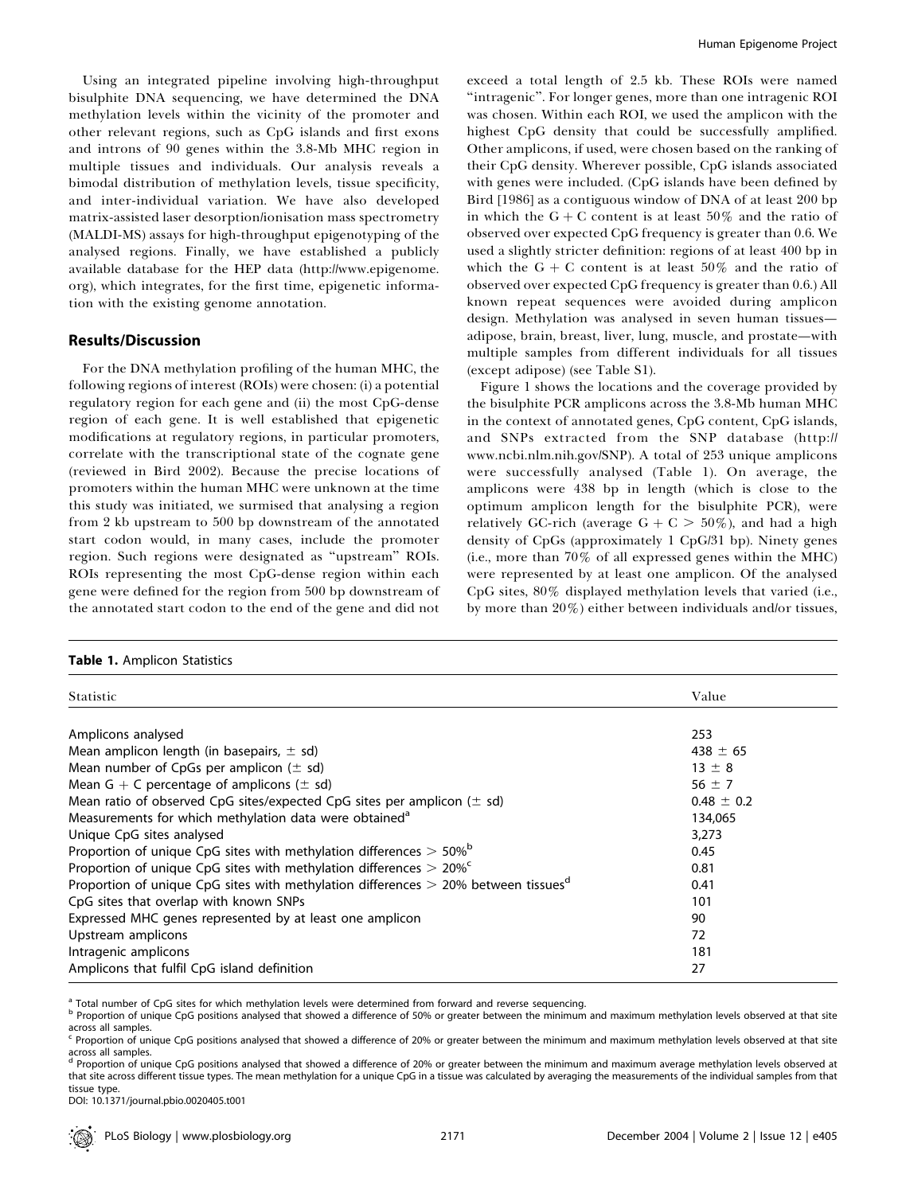Using an integrated pipeline involving high-throughput bisulphite DNA sequencing, we have determined the DNA methylation levels within the vicinity of the promoter and other relevant regions, such as CpG islands and first exons and introns of 90 genes within the 3.8-Mb MHC region in multiple tissues and individuals. Our analysis reveals a bimodal distribution of methylation levels, tissue specificity, and inter-individual variation. We have also developed matrix-assisted laser desorption/ionisation mass spectrometry (MALDI-MS) assays for high-throughput epigenotyping of the analysed regions. Finally, we have established a publicly available database for the HEP data (http://www.epigenome.org), which integrates, for the first time, epigenetic information with the existing genome annotation.

## Results/Discussion

For the DNA methylation profiling of the human MHC, the following regions of interest (ROIs) were chosen: (i) a potential regulatory region for each gene and (ii) the most CpG-dense region of each gene. It is well established that epigenetic modifications at regulatory regions, in particular promoters, correlate with the transcriptional state of the cognate gene (reviewed in Bird 2002). Because the precise locations of promoters within the human MHC were unknown at the time this study was initiated, we surmised that analysing a region from 2 kb upstream to 500 bp downstream of the annotated start codon would, in many cases, include the promoter region. Such regions were designated as "upstream" ROIs. ROIs representing the most CpG-dense region within each gene were defined for the region from 500 bp downstream of the annotated start codon to the end of the gene and did not exceed a total length of 2.5 kb. These ROIs were named "intragenic". For longer genes, more than one intragenic ROI was chosen. Within each ROI, we used the amplicon with the highest CpG density that could be successfully amplified. Other amplicons, if used, were chosen based on the ranking of their CpG density. Wherever possible, CpG islands associated with genes were included. (CpG islands have been defined by Bird [1986] as a contiguous window of DNA of at least 200 bp in which the G + C content is at least 50% and the ratio of observed over expected CpG frequency is greater than 0.6. We used a slightly stricter definition: regions of at least 400 bp in which the G + C content is at least 50% and the ratio of observed over expected CpG frequency is greater than 0.6.) All known repeat sequences were avoided during amplicon design. Methylation was analysed in seven human tissues—adipose, brain, breast, liver, lung, muscle, and prostate—with multiple samples from different individuals for all tissues (except adipose) (see Table S1).

Figure 1 shows the locations and the coverage provided by the bisulphite PCR amplicons across the 3.8-Mb human MHC in the context of annotated genes, CpG content, CpG islands, and SNPs extracted from the SNP database (http://www.ncbi.nlm.nih.gov/SNP). A total of 253 unique amplicons were successfully analysed (Table 1). On average, the amplicons were 438 bp in length (which is close to the optimum amplicon length for the bisulphite PCR), were relatively GC-rich (average G + C > 50%), and had a high density of CpGs (approximately 1 CpG/31 bp). Ninety genes (i.e., more than 70% of all expressed genes within the MHC) were represented by at least one amplicon. Of the analysed CpG sites, 80% displayed methylation levels that varied (i.e., by more than 20%) either between individuals and/or tissues,

**Table 1.** Amplicon Statistics

| Statistic | Value |
|---|---|
| Amplicons analysed | 253 |
| Mean amplicon length (in basepairs, ± sd) | 438 ± 65 |
| Mean number of CpGs per amplicon (± sd) | 13 ± 8 |
| Mean G + C percentage of amplicons (± sd) | 56 ± 7 |
| Mean ratio of observed CpG sites/expected CpG sites per amplicon (± sd) | 0.48 ± 0.2 |
| Measurements for which methylation data were obtained[a] | 134,065 |
| Unique CpG sites analysed | 3,273 |
| Proportion of unique CpG sites with methylation differences > 50%[b] | 0.45 |
| Proportion of unique CpG sites with methylation differences > 20%[c] | 0.81 |
| Proportion of unique CpG sites with methylation differences > 20% between tissues[d] | 0.41 |
| CpG sites that overlap with known SNPs | 101 |
| Expressed MHC genes represented by at least one amplicon | 90 |
| Upstream amplicons | 72 |
| Intragenic amplicons | 181 |
| Amplicons that fulfil CpG island definition | 27 |

[a] Total number of CpG sites for which methylation levels were determined from forward and reverse sequencing.
[b] Proportion of unique CpG positions analysed that showed a difference of 50% or greater between the minimum and maximum methylation levels observed at that site across all samples.
[c] Proportion of unique CpG positions analysed that showed a difference of 20% or greater between the minimum and maximum methylation levels observed at that site across all samples.
[d] Proportion of unique CpG positions analysed that showed a difference of 20% or greater between the minimum and maximum average methylation levels observed at that site across different tissue types. The mean methylation for a unique CpG in a tissue was calculated by averaging the measurements of the individual samples from that tissue type.
DOI: 10.1371/journal.pbio.0020405.t001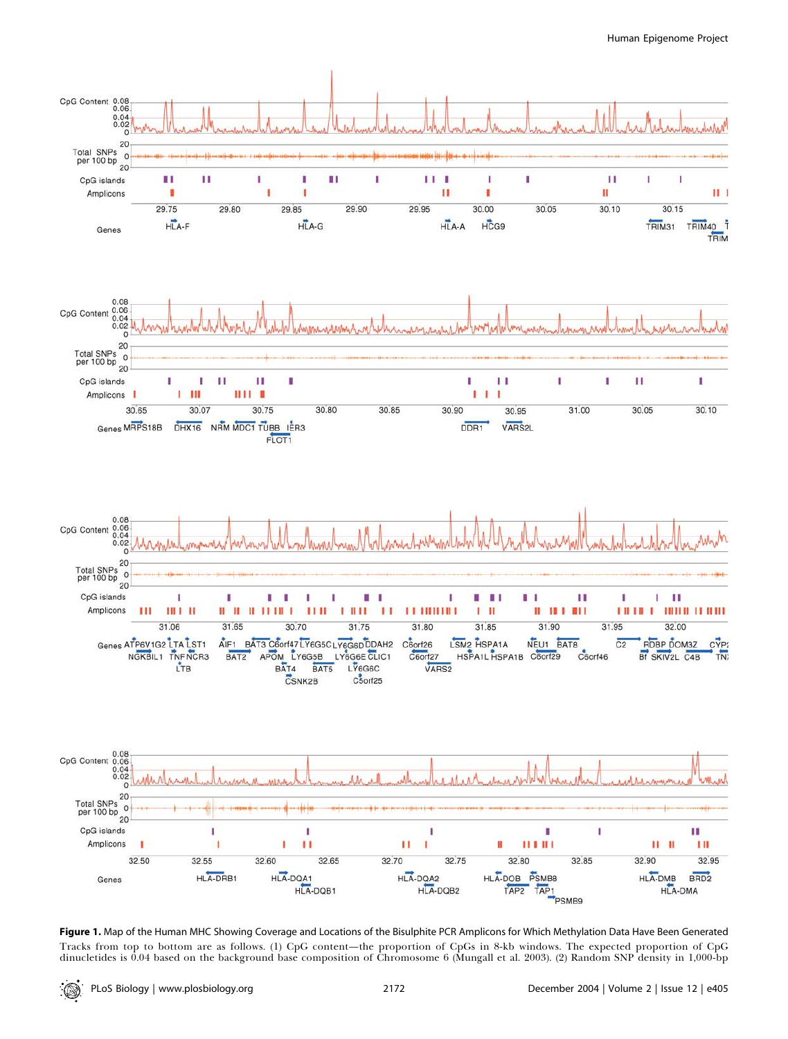**Figure 1.** Map of the Human MHC Showing Coverage and Locations of the Bisulphite PCR Amplicons for Which Methylation Data Have Been Generated

Tracks from top to bottom are as follows. (1) CpG content—the proportion of CpGs in 8-kb windows. The expected proportion of CpG dinucleotides is 0.04 based on the background base composition of Chromosome 6 (Mungall et al. 2003). (2) Random SNP density in 1,000-bp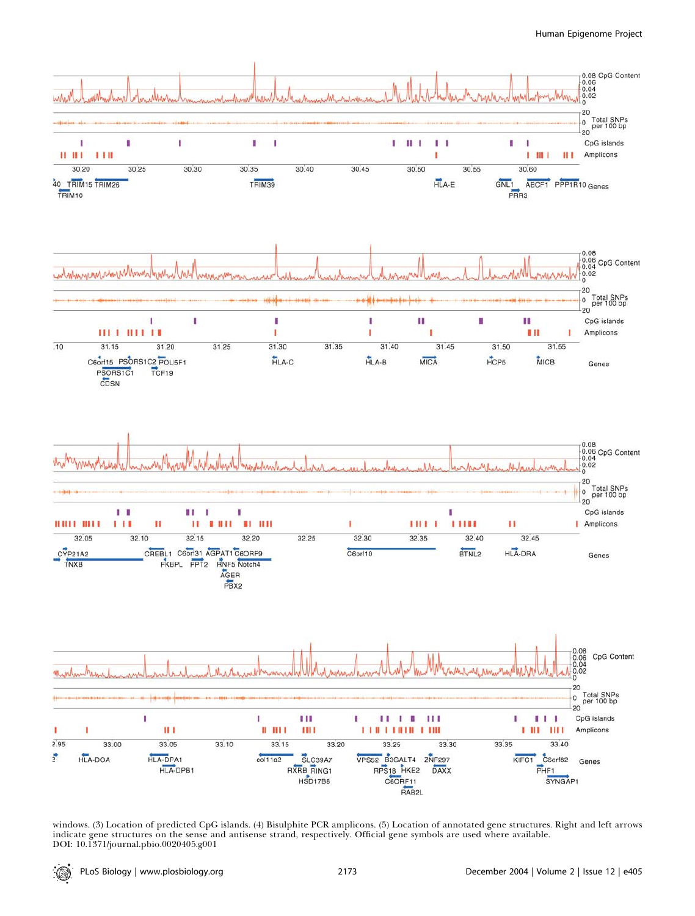windows. (3) Location of predicted CpG islands. (4) Bisulphite PCR amplicons. (5) Location of annotated gene structures. Right and left arrows indicate gene structures on the sense and antisense strand, respectively. Official gene symbols are used where available.
DOI: 10.1371/journal.pbio.0020405.g001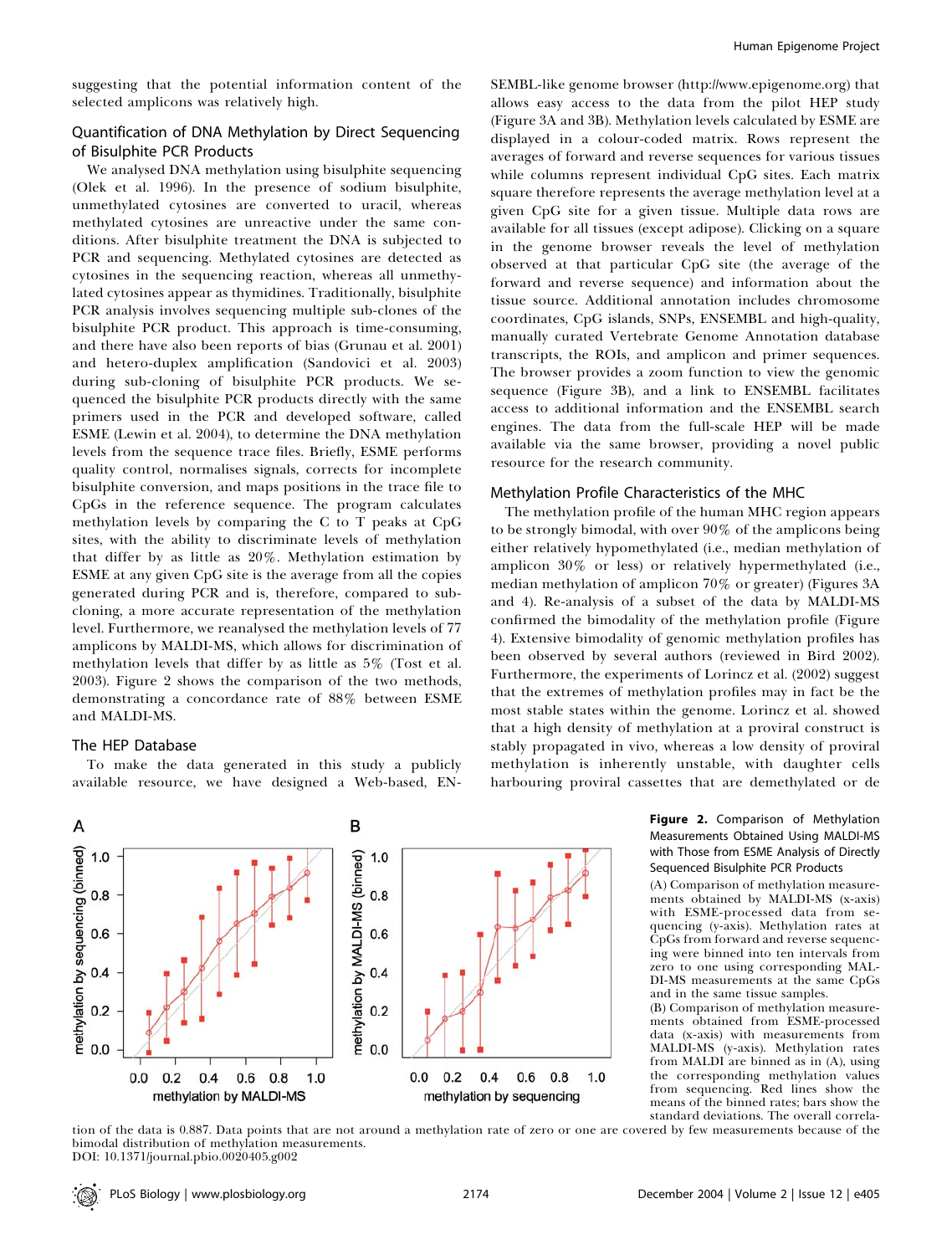suggesting that the potential information content of the selected amplicons was relatively high.

### Quantification of DNA Methylation by Direct Sequencing of Bisulphite PCR Products

We analysed DNA methylation using bisulphite sequencing (Olek et al. 1996). In the presence of sodium bisulphite, unmethylated cytosines are converted to uracil, whereas methylated cytosines are unreactive under the same conditions. After bisulphite treatment the DNA is subjected to PCR and sequencing. Methylated cytosines are detected as cytosines in the sequencing reaction, whereas all unmethylated cytosines appear as thymidines. Traditionally, bisulphite PCR analysis involves sequencing multiple sub-clones of the bisulphite PCR product. This approach is time-consuming, and there have also been reports of bias (Grunau et al. 2001) and hetero-duplex amplification (Sandovici et al. 2003) during sub-cloning of bisulphite PCR products. We sequenced the bisulphite PCR products directly with the same primers used in the PCR and developed software, called ESME (Lewin et al. 2004), to determine the DNA methylation levels from the sequence trace files. Briefly, ESME performs quality control, normalises signals, corrects for incomplete bisulphite conversion, and maps positions in the trace file to CpGs in the reference sequence. The program calculates methylation levels by comparing the C to T peaks at CpG sites, with the ability to discriminate levels of methylation that differ by as little as 20%. Methylation estimation by ESME at any given CpG site is the average from all the copies generated during PCR and is, therefore, compared to sub-cloning, a more accurate representation of the methylation level. Furthermore, we reanalysed the methylation levels of 77 amplicons by MALDI-MS, which allows for discrimination of methylation levels that differ by as little as 5% (Tost et al. 2003). Figure 2 shows the comparison of the two methods, demonstrating a concordance rate of 88% between ESME and MALDI-MS.

### The HEP Database

To make the data generated in this study a publicly available resource, we have designed a Web-based, ENSEMBL-like genome browser (http://www.epigenome.org) that allows easy access to the data from the pilot HEP study (Figure 3A and 3B). Methylation levels calculated by ESME are displayed in a colour-coded matrix. Rows represent the averages of forward and reverse sequences for various tissues while columns represent individual CpG sites. Each matrix square therefore represents the average methylation level at a given CpG site for a given tissue. Multiple data rows are available for all tissues (except adipose). Clicking on a square in the genome browser reveals the level of methylation observed at that particular CpG site (the average of the forward and reverse sequence) and information about the tissue source. Additional annotation includes chromosome coordinates, CpG islands, SNPs, ENSEMBL and high-quality, manually curated Vertebrate Genome Annotation database transcripts, the ROIs, and amplicon and primer sequences. The browser provides a zoom function to view the genomic sequence (Figure 3B), and a link to ENSEMBL facilitates access to additional information and the ENSEMBL search engines. The data from the full-scale HEP will be made available via the same browser, providing a novel public resource for the research community.

### Methylation Profile Characteristics of the MHC

The methylation profile of the human MHC region appears to be strongly bimodal, with over 90% of the amplicons being either relatively hypomethylated (i.e., median methylation of amplicon 30% or less) or relatively hypermethylated (i.e., median methylation of amplicon 70% or greater) (Figures 3A and 4). Re-analysis of a subset of the data by MALDI-MS confirmed the bimodality of the methylation profile (Figure 4). Extensive bimodality of genomic methylation profiles has been observed by several authors (reviewed in Bird 2002). Furthermore, the experiments of Lorincz et al. (2002) suggest that the extremes of methylation profiles may in fact be the most stable states within the genome. Lorincz et al. showed that a high density of methylation at a proviral construct is stably propagated in vivo, whereas a low density of proviral methylation is inherently unstable, with daughter cells harbouring proviral cassettes that are demethylated or de

**Figure 2.** Comparison of Methylation Measurements Obtained Using MALDI-MS with Those from ESME Analysis of Directly Sequenced Bisulphite PCR Products

(A) Comparison of methylation measurements obtained by MALDI-MS (x-axis) with ESME-processed data from sequencing (y-axis). Methylation rates at CpGs from forward and reverse sequencing were binned into ten intervals from zero to one using corresponding MALDI-MS measurements at the same CpGs and in the same tissue samples.

(B) Comparison of methylation measurements obtained from ESME-processed data (x-axis) with measurements from MALDI-MS (y-axis). Methylation rates from MALDI are binned as in (A), using the corresponding methylation values from sequencing. Red lines show the means of the binned rates; bars show the standard deviations. The overall correlation of the data is 0.887. Data points that are not around a methylation rate of zero or one are covered by few measurements because of the bimodal distribution of methylation measurements.

DOI: 10.1371/journal.pbio.0020405.g002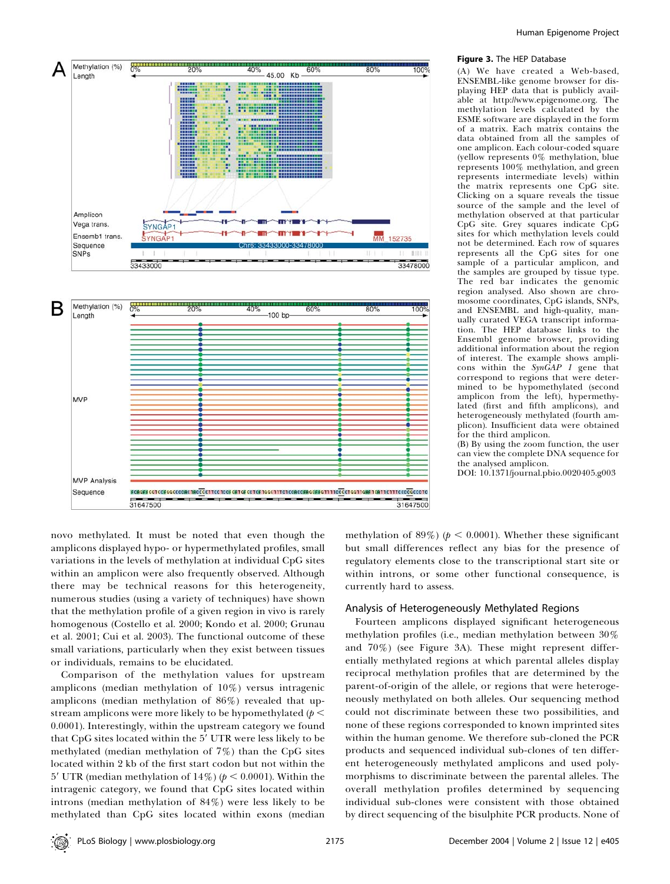**Figure 3.** The HEP Database

(A) We have created a Web-based, ENSEMBL-like genome browser for displaying HEP data that is publicly available at http://www.epigenome.org. The methylation levels calculated by the ESME software are displayed in the form of a matrix. Each matrix contains the data obtained from all the samples of one amplicon. Each colour-coded square (yellow represents 0% methylation, blue represents 100% methylation, and green represents intermediate levels) within the matrix represents one CpG site. Clicking on a square reveals the tissue source of the sample and the level of methylation observed at that particular CpG site. Grey squares indicate CpG sites for which methylation levels could not be determined. Each row of squares represents all the CpG sites for one sample of a particular amplicon, and the samples are grouped by tissue type. The red bar indicates the genomic region analysed. Also shown are chromosome coordinates, CpG islands, SNPs, and ENSEMBL and high-quality, manually curated VEGA transcript information. The HEP database links to the Ensembl genome browser, providing additional information about the region of interest. The example shows amplicons within the *SynGAP 1* gene that correspond to regions that were determined to be hypomethylated (second amplicon from the left), hypermethylated (first and fifth amplicons), and heterogeneously methylated (fourth amplicon). Insufficient data were obtained for the third amplicon.

(B) By using the zoom function, the user can view the complete DNA sequence for the analysed amplicon.

DOI: 10.1371/journal.pbio.0020405.g003

novo methylated. It must be noted that even though the amplicons displayed hypo- or hypermethylated profiles, small variations in the levels of methylation at individual CpG sites within an amplicon were also frequently observed. Although there may be technical reasons for this heterogeneity, numerous studies (using a variety of techniques) have shown that the methylation profile of a given region in vivo is rarely homogenous (Costello et al. 2000; Kondo et al. 2000; Grunau et al. 2001; Cui et al. 2003). The functional outcome of these small variations, particularly when they exist between tissues or individuals, remains to be elucidated.

Comparison of the methylation values for upstream amplicons (median methylation of 10%) versus intragenic amplicons (median methylation of 86%) revealed that upstream amplicons were more likely to be hypomethylated ($p < 0.0001$). Interestingly, within the upstream category we found that CpG sites located within the 5′ UTR were less likely to be methylated (median methylation of 7%) than the CpG sites located within 2 kb of the first start codon but not within the 5′ UTR (median methylation of 14%) ($p < 0.0001$). Within the intragenic category, we found that CpG sites located within introns (median methylation of 84%) were less likely to be methylated than CpG sites located within exons (median methylation of 89%) ($p < 0.0001$). Whether these significant but small differences reflect any bias for the presence of regulatory elements close to the transcriptional start site or within introns, or some other functional consequence, is currently hard to assess.

## Analysis of Heterogeneously Methylated Regions

Fourteen amplicons displayed significant heterogeneous methylation profiles (i.e., median methylation between 30% and 70%) (see Figure 3A). These might represent differentially methylated regions at which parental alleles display reciprocal methylation profiles that are determined by the parent-of-origin of the allele, or regions that were heterogeneously methylated on both alleles. Our sequencing method could not discriminate between these two possibilities, and none of these regions corresponded to known imprinted sites within the human genome. We therefore sub-cloned the PCR products and sequenced individual sub-clones of ten different heterogeneously methylated amplicons and used polymorphisms to discriminate between the parental alleles. The overall methylation profiles determined by sequencing individual sub-clones were consistent with those obtained by direct sequencing of the bisulphite PCR products. None of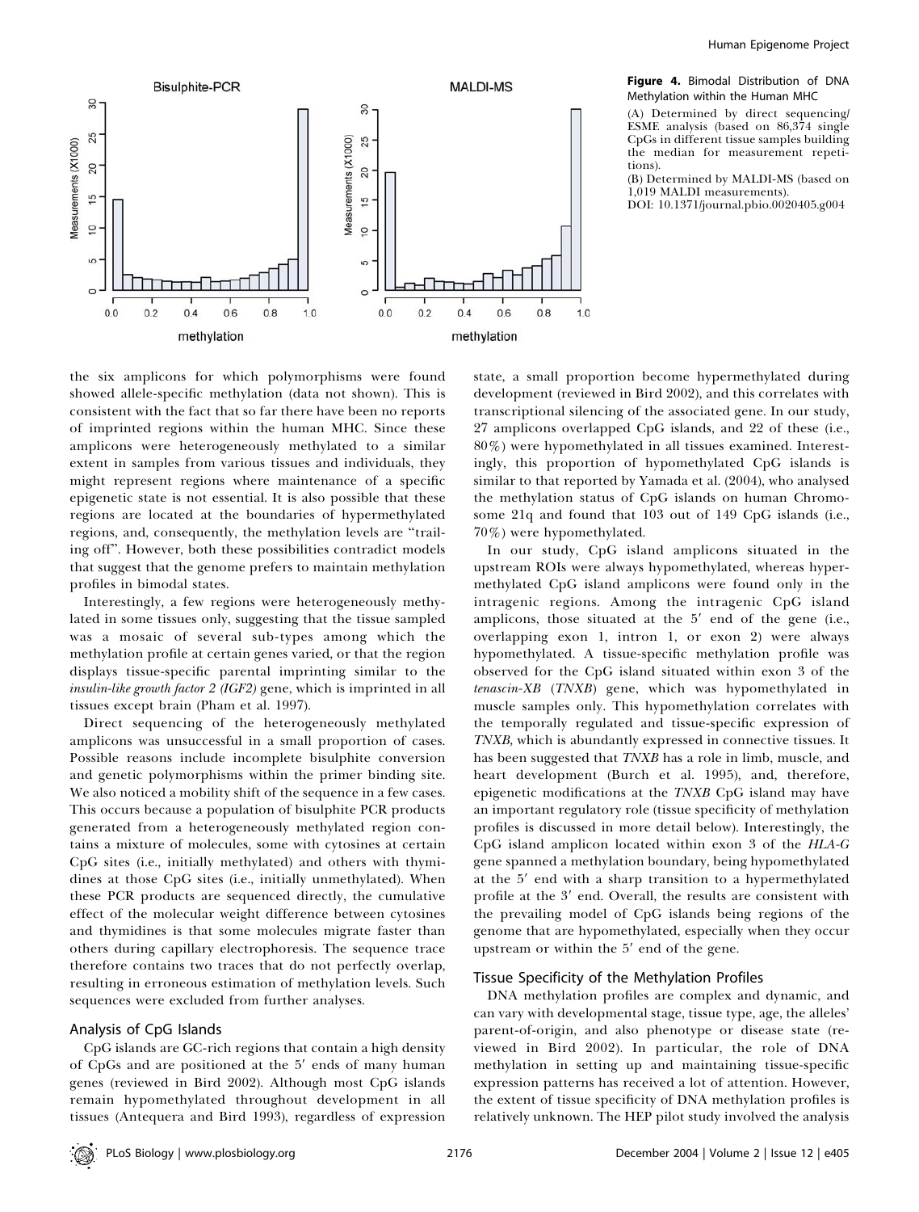**Figure 4.** Bimodal Distribution of DNA Methylation within the Human MHC

(A) Determined by direct sequencing/ESME analysis (based on 86,374 single CpGs in different tissue samples building the median for measurement repetitions).

(B) Determined by MALDI-MS (based on 1,019 MALDI measurements).

DOI: 10.1371/journal.pbio.0020405.g004

the six amplicons for which polymorphisms were found showed allele-specific methylation (data not shown). This is consistent with the fact that so far there have been no reports of imprinted regions within the human MHC. Since these amplicons were heterogeneously methylated to a similar extent in samples from various tissues and individuals, they might represent regions where maintenance of a specific epigenetic state is not essential. It is also possible that these regions are located at the boundaries of hypermethylated regions, and, consequently, the methylation levels are "trailing off". However, both these possibilities contradict models that suggest that the genome prefers to maintain methylation profiles in bimodal states.

Interestingly, a few regions were heterogeneously methylated in some tissues only, suggesting that the tissue sampled was a mosaic of several sub-types among which the methylation profile at certain genes varied, or that the region displays tissue-specific parental imprinting similar to the *insulin-like growth factor 2 (IGF2)* gene, which is imprinted in all tissues except brain (Pham et al. 1997).

Direct sequencing of the heterogeneously methylated amplicons was unsuccessful in a small proportion of cases. Possible reasons include incomplete bisulphite conversion and genetic polymorphisms within the primer binding site. We also noticed a mobility shift of the sequence in a few cases. This occurs because a population of bisulphite PCR products generated from a heterogeneously methylated region contains a mixture of molecules, some with cytosines at certain CpG sites (i.e., initially methylated) and others with thymidines at those CpG sites (i.e., initially unmethylated). When these PCR products are sequenced directly, the cumulative effect of the molecular weight difference between cytosines and thymidines is that some molecules migrate faster than others during capillary electrophoresis. The sequence trace therefore contains two traces that do not perfectly overlap, resulting in erroneous estimation of methylation levels. Such sequences were excluded from further analyses.

### Analysis of CpG Islands

CpG islands are GC-rich regions that contain a high density of CpGs and are positioned at the 5′ ends of many human genes (reviewed in Bird 2002). Although most CpG islands remain hypomethylated throughout development in all tissues (Antequera and Bird 1993), regardless of expression state, a small proportion become hypermethylated during development (reviewed in Bird 2002), and this correlates with transcriptional silencing of the associated gene. In our study, 27 amplicons overlapped CpG islands, and 22 of these (i.e., 80%) were hypomethylated in all tissues examined. Interestingly, this proportion of hypomethylated CpG islands is similar to that reported by Yamada et al. (2004), who analysed the methylation status of CpG islands on human Chromosome 21q and found that 103 out of 149 CpG islands (i.e., 70%) were hypomethylated.

In our study, CpG island amplicons situated in the upstream ROIs were always hypomethylated, whereas hypermethylated CpG island amplicons were found only in the intragenic regions. Among the intragenic CpG island amplicons, those situated at the 5′ end of the gene (i.e., overlapping exon 1, intron 1, or exon 2) were always hypomethylated. A tissue-specific methylation profile was observed for the CpG island situated within exon 3 of the *tenascin-XB* (*TNXB*) gene, which was hypomethylated in muscle samples only. This hypomethylation correlates with the temporally regulated and tissue-specific expression of *TNXB,* which is abundantly expressed in connective tissues. It has been suggested that *TNXB* has a role in limb, muscle, and heart development (Burch et al. 1995), and, therefore, epigenetic modifications at the *TNXB* CpG island may have an important regulatory role (tissue specificity of methylation profiles is discussed in more detail below). Interestingly, the CpG island amplicon located within exon 3 of the *HLA-G* gene spanned a methylation boundary, being hypomethylated at the 5′ end with a sharp transition to a hypermethylated profile at the 3′ end. Overall, the results are consistent with the prevailing model of CpG islands being regions of the genome that are hypomethylated, especially when they occur upstream or within the 5′ end of the gene.

### Tissue Specificity of the Methylation Profiles

DNA methylation profiles are complex and dynamic, and can vary with developmental stage, tissue type, age, the alleles' parent-of-origin, and also phenotype or disease state (reviewed in Bird 2002). In particular, the role of DNA methylation in setting up and maintaining tissue-specific expression patterns has received a lot of attention. However, the extent of tissue specificity of DNA methylation profiles is relatively unknown. The HEP pilot study involved the analysis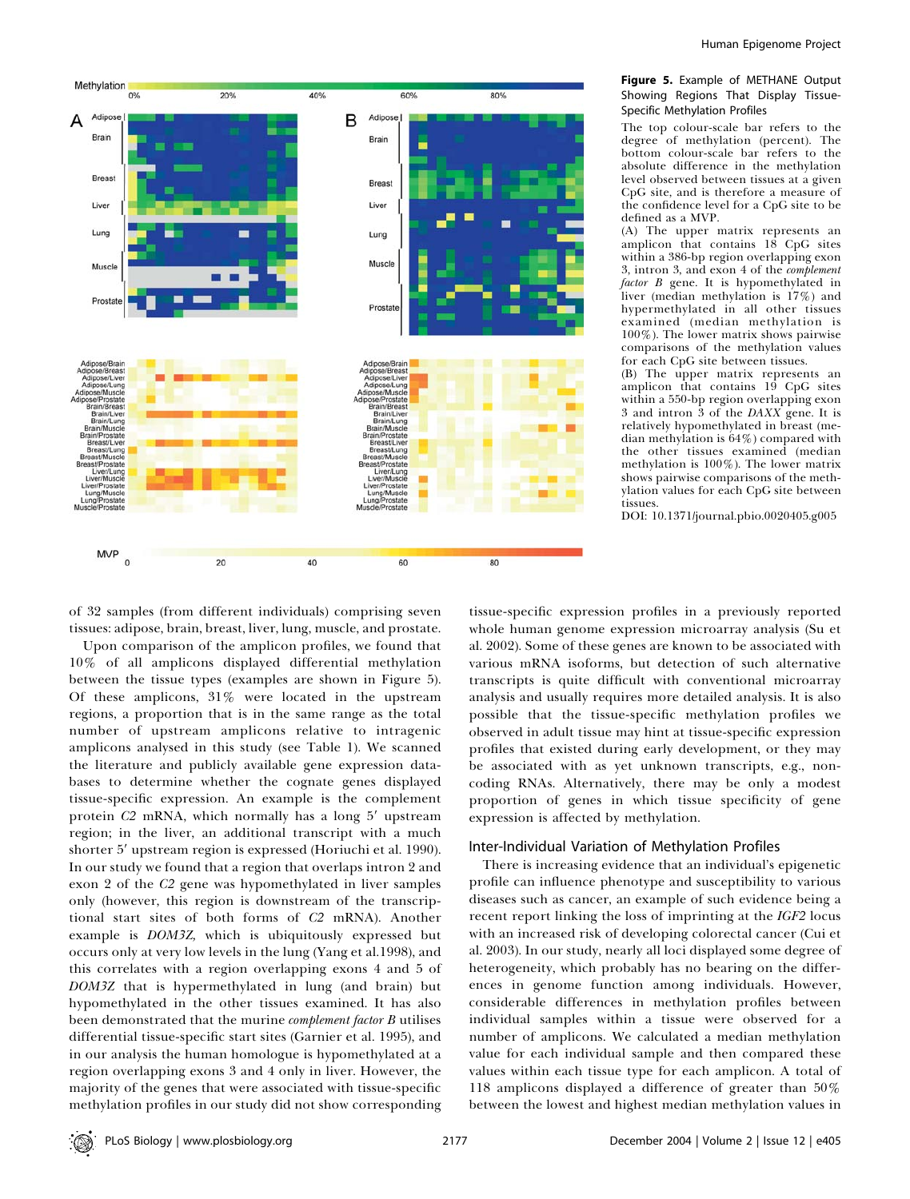**Figure 5.** Example of METHANE Output Showing Regions That Display Tissue-Specific Methylation Profiles

The top colour-scale bar refers to the degree of methylation (percent). The bottom colour-scale bar refers to the absolute difference in the methylation level observed between tissues at a given CpG site, and is therefore a measure of the confidence level for a CpG site to be defined as a MVP.

(A) The upper matrix represents an amplicon that contains 18 CpG sites within a 386-bp region overlapping exon 3, intron 3, and exon 4 of the *complement factor B* gene. It is hypomethylated in liver (median methylation is 17%) and hypermethylated in all other tissues examined (median methylation is 100%). The lower matrix shows pairwise comparisons of the methylation values for each CpG site between tissues.

(B) The upper matrix represents an amplicon that contains 19 CpG sites within a 550-bp region overlapping exon 3 and intron 3 of the *DAXX* gene. It is relatively hypomethylated in breast (median methylation is 64%) compared with the other tissues examined (median methylation is 100%). The lower matrix shows pairwise comparisons of the methylation values for each CpG site between tissues.

DOI: 10.1371/journal.pbio.0020405.g005

of 32 samples (from different individuals) comprising seven tissues: adipose, brain, breast, liver, lung, muscle, and prostate.

Upon comparison of the amplicon profiles, we found that 10% of all amplicons displayed differential methylation between the tissue types (examples are shown in Figure 5). Of these amplicons, 31% were located in the upstream regions, a proportion that is in the same range as the total number of upstream amplicons relative to intragenic amplicons analysed in this study (see Table 1). We scanned the literature and publicly available gene expression databases to determine whether the cognate genes displayed tissue-specific expression. An example is the complement protein *C2* mRNA, which normally has a long 5′ upstream region; in the liver, an additional transcript with a much shorter 5′ upstream region is expressed (Horiuchi et al. 1990). In our study we found that a region that overlaps intron 2 and exon 2 of the *C2* gene was hypomethylated in liver samples only (however, this region is downstream of the transcriptional start sites of both forms of *C2* mRNA). Another example is *DOM3Z,* which is ubiquitously expressed but occurs only at very low levels in the lung (Yang et al.1998), and this correlates with a region overlapping exons 4 and 5 of *DOM3Z* that is hypermethylated in lung (and brain) but hypomethylated in the other tissues examined. It has also been demonstrated that the murine *complement factor B* utilises differential tissue-specific start sites (Garnier et al. 1995), and in our analysis the human homologue is hypomethylated at a region overlapping exons 3 and 4 only in liver. However, the majority of the genes that were associated with tissue-specific methylation profiles in our study did not show corresponding tissue-specific expression profiles in a previously reported whole human genome expression microarray analysis (Su et al. 2002). Some of these genes are known to be associated with various mRNA isoforms, but detection of such alternative transcripts is quite difficult with conventional microarray analysis and usually requires more detailed analysis. It is also possible that the tissue-specific methylation profiles we observed in adult tissue may hint at tissue-specific expression profiles that existed during early development, or they may be associated with as yet unknown transcripts, e.g., non-coding RNAs. Alternatively, there may be only a modest proportion of genes in which tissue specificity of gene expression is affected by methylation.

### Inter-Individual Variation of Methylation Profiles

There is increasing evidence that an individual's epigenetic profile can influence phenotype and susceptibility to various diseases such as cancer, an example of such evidence being a recent report linking the loss of imprinting at the *IGF2* locus with an increased risk of developing colorectal cancer (Cui et al. 2003). In our study, nearly all loci displayed some degree of heterogeneity, which probably has no bearing on the differences in genome function among individuals. However, considerable differences in methylation profiles between individual samples within a tissue were observed for a number of amplicons. We calculated a median methylation value for each individual sample and then compared these values within each tissue type for each amplicon. A total of 118 amplicons displayed a difference of greater than 50% between the lowest and highest median methylation values in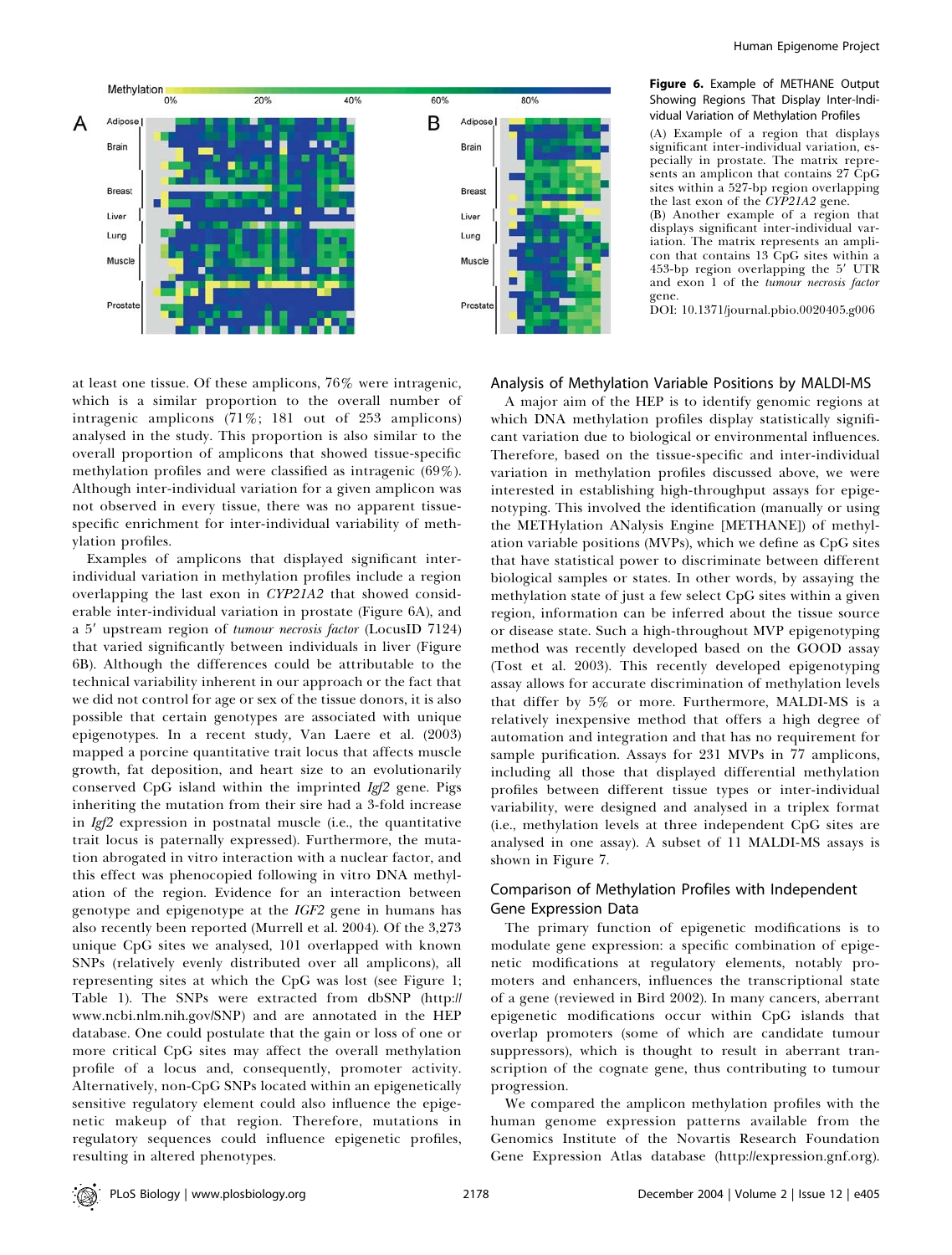**Figure 6.** Example of METHANE Output Showing Regions That Display Inter-Individual Variation of Methylation Profiles

(A) Example of a region that displays significant inter-individual variation, especially in prostate. The matrix represents an amplicon that contains 27 CpG sites within a 527-bp region overlapping the last exon of the *CYP21A2* gene.

(B) Another example of a region that displays significant inter-individual variation. The matrix represents an amplicon that contains 13 CpG sites within a 453-bp region overlapping the 5′ UTR and exon 1 of the *tumour necrosis factor* gene.

DOI: 10.1371/journal.pbio.0020405.g006

at least one tissue. Of these amplicons, 76% were intragenic, which is a similar proportion to the overall number of intragenic amplicons (71%; 181 out of 253 amplicons) analysed in the study. This proportion is also similar to the overall proportion of amplicons that showed tissue-specific methylation profiles and were classified as intragenic (69%). Although inter-individual variation for a given amplicon was not observed in every tissue, there was no apparent tissue-specific enrichment for inter-individual variability of methylation profiles.

Examples of amplicons that displayed significant inter-individual variation in methylation profiles include a region overlapping the last exon in *CYP21A2* that showed considerable inter-individual variation in prostate (Figure 6A), and a 5′ upstream region of *tumour necrosis factor* (LocusID 7124) that varied significantly between individuals in liver (Figure 6B). Although the differences could be attributable to the technical variability inherent in our approach or the fact that we did not control for age or sex of the tissue donors, it is also possible that certain genotypes are associated with unique epigenotypes. In a recent study, Van Laere et al. (2003) mapped a porcine quantitative trait locus that affects muscle growth, fat deposition, and heart size to an evolutionarily conserved CpG island within the imprinted *Igf2* gene. Pigs inheriting the mutation from their sire had a 3-fold increase in *Igf2* expression in postnatal muscle (i.e., the quantitative trait locus is paternally expressed). Furthermore, the mutation abrogated in vitro interaction with a nuclear factor, and this effect was phenocopied following in vitro DNA methylation of the region. Evidence for an interaction between genotype and epigenotype at the *IGF2* gene in humans has also recently been reported (Murrell et al. 2004). Of the 3,273 unique CpG sites we analysed, 101 overlapped with known SNPs (relatively evenly distributed over all amplicons), all representing sites at which the CpG was lost (see Figure 1; Table 1). The SNPs were extracted from dbSNP (http://www.ncbi.nlm.nih.gov/SNP) and are annotated in the HEP database. One could postulate that the gain or loss of one or more critical CpG sites may affect the overall methylation profile of a locus and, consequently, promoter activity. Alternatively, non-CpG SNPs located within an epigenetically sensitive regulatory element could also influence the epigenetic makeup of that region. Therefore, mutations in regulatory sequences could influence epigenetic profiles, resulting in altered phenotypes.

## Analysis of Methylation Variable Positions by MALDI-MS

A major aim of the HEP is to identify genomic regions at which DNA methylation profiles display statistically significant variation due to biological or environmental influences. Therefore, based on the tissue-specific and inter-individual variation in methylation profiles discussed above, we were interested in establishing high-throughput assays for epigenotyping. This involved the identification (manually or using the METHylation ANalysis Engine [METHANE]) of methylation variable positions (MVPs), which we define as CpG sites that have statistical power to discriminate between different biological samples or states. In other words, by assaying the methylation state of just a few select CpG sites within a given region, information can be inferred about the tissue source or disease state. Such a high-throughout MVP epigenotyping method was recently developed based on the GOOD assay (Tost et al. 2003). This recently developed epigenotyping assay allows for accurate discrimination of methylation levels that differ by 5% or more. Furthermore, MALDI-MS is a relatively inexpensive method that offers a high degree of automation and integration and that has no requirement for sample purification. Assays for 231 MVPs in 77 amplicons, including all those that displayed differential methylation profiles between different tissue types or inter-individual variability, were designed and analysed in a triplex format (i.e., methylation levels at three independent CpG sites are analysed in one assay). A subset of 11 MALDI-MS assays is shown in Figure 7.

## Comparison of Methylation Profiles with Independent Gene Expression Data

The primary function of epigenetic modifications is to modulate gene expression: a specific combination of epigenetic modifications at regulatory elements, notably promoters and enhancers, influences the transcriptional state of a gene (reviewed in Bird 2002). In many cancers, aberrant epigenetic modifications occur within CpG islands that overlap promoters (some of which are candidate tumour suppressors), which is thought to result in aberrant transcription of the cognate gene, thus contributing to tumour progression.

We compared the amplicon methylation profiles with the human genome expression patterns available from the Genomics Institute of the Novartis Research Foundation Gene Expression Atlas database (http://expression.gnf.org).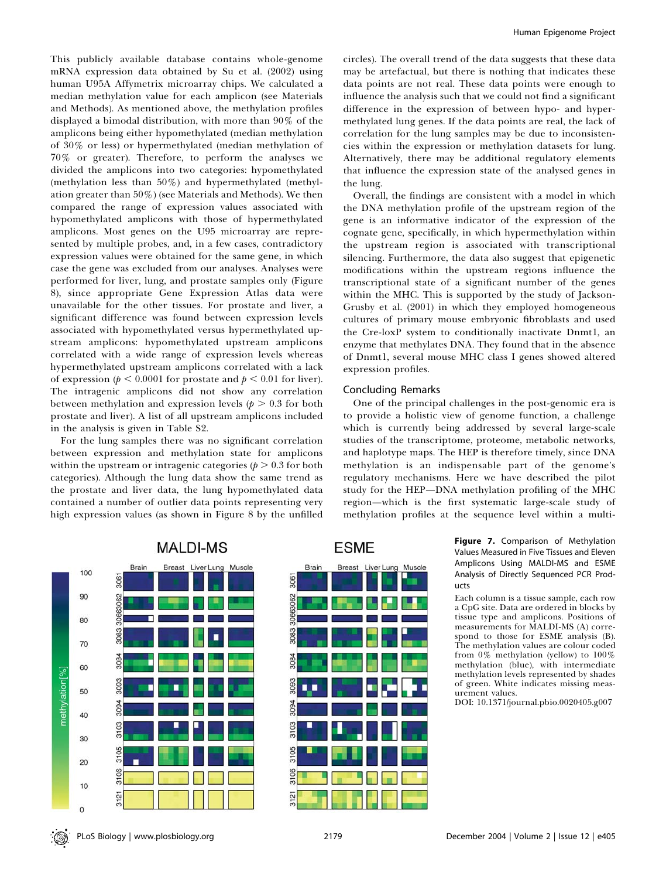This publicly available database contains whole-genome mRNA expression data obtained by Su et al. (2002) using human U95A Affymetrix microarray chips. We calculated a median methylation value for each amplicon (see Materials and Methods). As mentioned above, the methylation profiles displayed a bimodal distribution, with more than 90% of the amplicons being either hypomethylated (median methylation of 30% or less) or hypermethylated (median methylation of 70% or greater). Therefore, to perform the analyses we divided the amplicons into two categories: hypomethylated (methylation less than 50%) and hypermethylated (methylation greater than 50%) (see Materials and Methods). We then compared the range of expression values associated with hypomethylated amplicons with those of hypermethylated amplicons. Most genes on the U95 microarray are represented by multiple probes, and, in a few cases, contradictory expression values were obtained for the same gene, in which case the gene was excluded from our analyses. Analyses were performed for liver, lung, and prostate samples only (Figure 8), since appropriate Gene Expression Atlas data were unavailable for the other tissues. For prostate and liver, a significant difference was found between expression levels associated with hypomethylated versus hypermethylated upstream amplicons: hypomethylated upstream amplicons correlated with a wide range of expression levels whereas hypermethylated upstream amplicons correlated with a lack of expression ($p < 0.0001$ for prostate and $p < 0.01$ for liver). The intragenic amplicons did not show any correlation between methylation and expression levels ($p > 0.3$ for both prostate and liver). A list of all upstream amplicons included in the analysis is given in Table S2.

For the lung samples there was no significant correlation between expression and methylation state for amplicons within the upstream or intragenic categories ($p > 0.3$ for both categories). Although the lung data show the same trend as the prostate and liver data, the lung hypomethylated data contained a number of outlier data points representing very high expression values (as shown in Figure 8 by the unfilled circles). The overall trend of the data suggests that these data may be artefactual, but there is nothing that indicates these data points are not real. These data points were enough to influence the analysis such that we could not find a significant difference in the expression of between hypo- and hypermethylated lung genes. If the data points are real, the lack of correlation for the lung samples may be due to inconsistencies within the expression or methylation datasets for lung. Alternatively, there may be additional regulatory elements that influence the expression state of the analysed genes in the lung.

Overall, the findings are consistent with a model in which the DNA methylation profile of the upstream region of the gene is an informative indicator of the expression of the cognate gene, specifically, in which hypermethylation within the upstream region is associated with transcriptional silencing. Furthermore, the data also suggest that epigenetic modifications within the upstream regions influence the transcriptional state of a significant number of the genes within the MHC. This is supported by the study of Jackson-Grusby et al. (2001) in which they employed homogeneous cultures of primary mouse embryonic fibroblasts and used the Cre-loxP system to conditionally inactivate Dnmt1, an enzyme that methylates DNA. They found that in the absence of Dnmt1, several mouse MHC class I genes showed altered expression profiles.

## Concluding Remarks

One of the principal challenges in the post-genomic era is to provide a holistic view of genome function, a challenge which is currently being addressed by several large-scale studies of the transcriptome, proteome, metabolic networks, and haplotype maps. The HEP is therefore timely, since DNA methylation is an indispensable part of the genome's regulatory mechanisms. Here we have described the pilot study for the HEP—DNA methylation profiling of the MHC region—which is the first systematic large-scale study of methylation profiles at the sequence level within a multi-

**Figure 7.** Comparison of Methylation Values Measured in Five Tissues and Eleven Amplicons Using MALDI-MS and ESME Analysis of Directly Sequenced PCR Products

Each column is a tissue sample, each row a CpG site. Data are ordered in blocks by tissue type and amplicons. Positions of measurements for MALDI-MS (A) correspond to those for ESME analysis (B). The methylation values are colour coded from 0% methylation (yellow) to 100% methylation (blue), with intermediate methylation levels represented by shades of green. White indicates missing measurement values.

DOI: 10.1371/journal.pbio.0020405.g007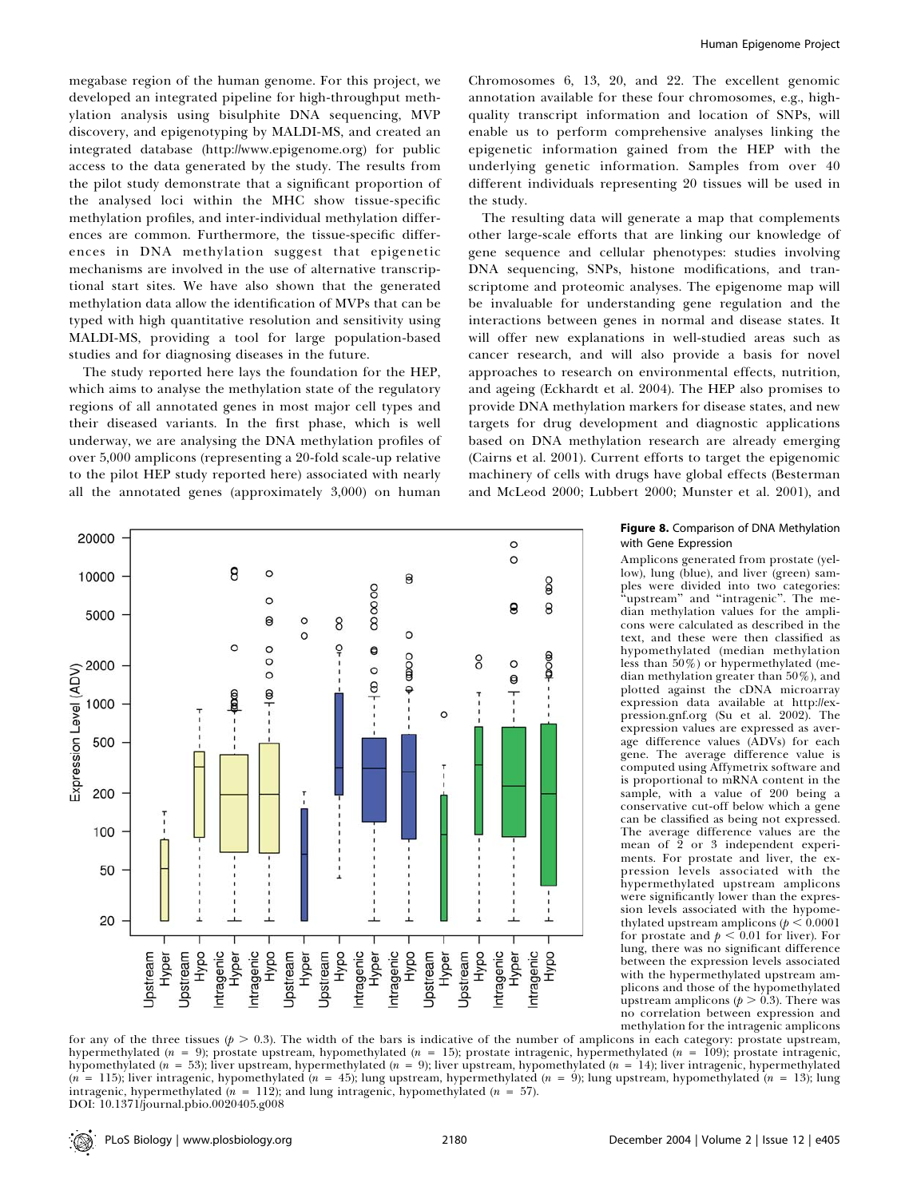megabase region of the human genome. For this project, we developed an integrated pipeline for high-throughput methylation analysis using bisulphite DNA sequencing, MVP discovery, and epigenotyping by MALDI-MS, and created an integrated database (http://www.epigenome.org) for public access to the data generated by the study. The results from the pilot study demonstrate that a significant proportion of the analysed loci within the MHC show tissue-specific methylation profiles, and inter-individual methylation differences are common. Furthermore, the tissue-specific differences in DNA methylation suggest that epigenetic mechanisms are involved in the use of alternative transcriptional start sites. We have also shown that the generated methylation data allow the identification of MVPs that can be typed with high quantitative resolution and sensitivity using MALDI-MS, providing a tool for large population-based studies and for diagnosing diseases in the future.

The study reported here lays the foundation for the HEP, which aims to analyse the methylation state of the regulatory regions of all annotated genes in most major cell types and their diseased variants. In the first phase, which is well underway, we are analysing the DNA methylation profiles of over 5,000 amplicons (representing a 20-fold scale-up relative to the pilot HEP study reported here) associated with nearly all the annotated genes (approximately 3,000) on human Chromosomes 6, 13, 20, and 22. The excellent genomic annotation available for these four chromosomes, e.g., high-quality transcript information and location of SNPs, will enable us to perform comprehensive analyses linking the epigenetic information gained from the HEP with the underlying genetic information. Samples from over 40 different individuals representing 20 tissues will be used in the study.

The resulting data will generate a map that complements other large-scale efforts that are linking our knowledge of gene sequence and cellular phenotypes: studies involving DNA sequencing, SNPs, histone modifications, and transcriptome and proteomic analyses. The epigenome map will be invaluable for understanding gene regulation and the interactions between genes in normal and disease states. It will offer new explanations in well-studied areas such as cancer research, and will also provide a basis for novel approaches to research on environmental effects, nutrition, and ageing (Eckhardt et al. 2004). The HEP also promises to provide DNA methylation markers for disease states, and new targets for drug development and diagnostic applications based on DNA methylation research are already emerging (Cairns et al. 2001). Current efforts to target the epigenomic machinery of cells with drugs have global effects (Besterman and McLeod 2000; Lubbert 2000; Munster et al. 2001), and

**Figure 8.** Comparison of DNA Methylation with Gene Expression

Amplicons generated from prostate (yellow), lung (blue), and liver (green) samples were divided into two categories: "upstream" and "intragenic". The median methylation values for the amplicons were calculated as described in the text, and these were then classified as hypomethylated (median methylation less than 50%) or hypermethylated (median methylation greater than 50%), and plotted against the cDNA microarray expression data available at http://expression.gnf.org (Su et al. 2002). The expression values are expressed as average difference values (ADVs) for each gene. The average difference value is computed using Affymetrix software and is proportional to mRNA content in the sample, with a value of 200 being a conservative cut-off below which a gene can be classified as being not expressed. The average difference values are the mean of 2 or 3 independent experiments. For prostate and liver, the expression levels associated with the hypermethylated upstream amplicons were significantly lower than the expression levels associated with the hypomethylated upstream amplicons ($p < 0.0001$ for prostate and $p < 0.01$ for liver). For lung, there was no significant difference between the expression levels associated with the hypermethylated upstream amplicons and those of the hypomethylated upstream amplicons ($p > 0.3$). There was no correlation between expression and methylation for the intragenic amplicons for any of the three tissues ($p > 0.3$). The width of the bars is indicative of the number of amplicons in each category: prostate upstream, hypermethylated ($n = 9$); prostate upstream, hypomethylated ($n = 15$); prostate intragenic, hypermethylated ($n = 109$); prostate intragenic, hypomethylated ($n = 53$); liver upstream, hypermethylated ($n = 9$); liver upstream, hypomethylated ($n = 14$); liver intragenic, hypermethylated ($n = 115$); liver intragenic, hypomethylated ($n = 45$); lung upstream, hypermethylated ($n = 9$); lung upstream, hypomethylated ($n = 13$); lung intragenic, hypermethylated ($n = 112$); and lung intragenic, hypomethylated ($n = 57$).

DOI: 10.1371/journal.pbio.0020405.g008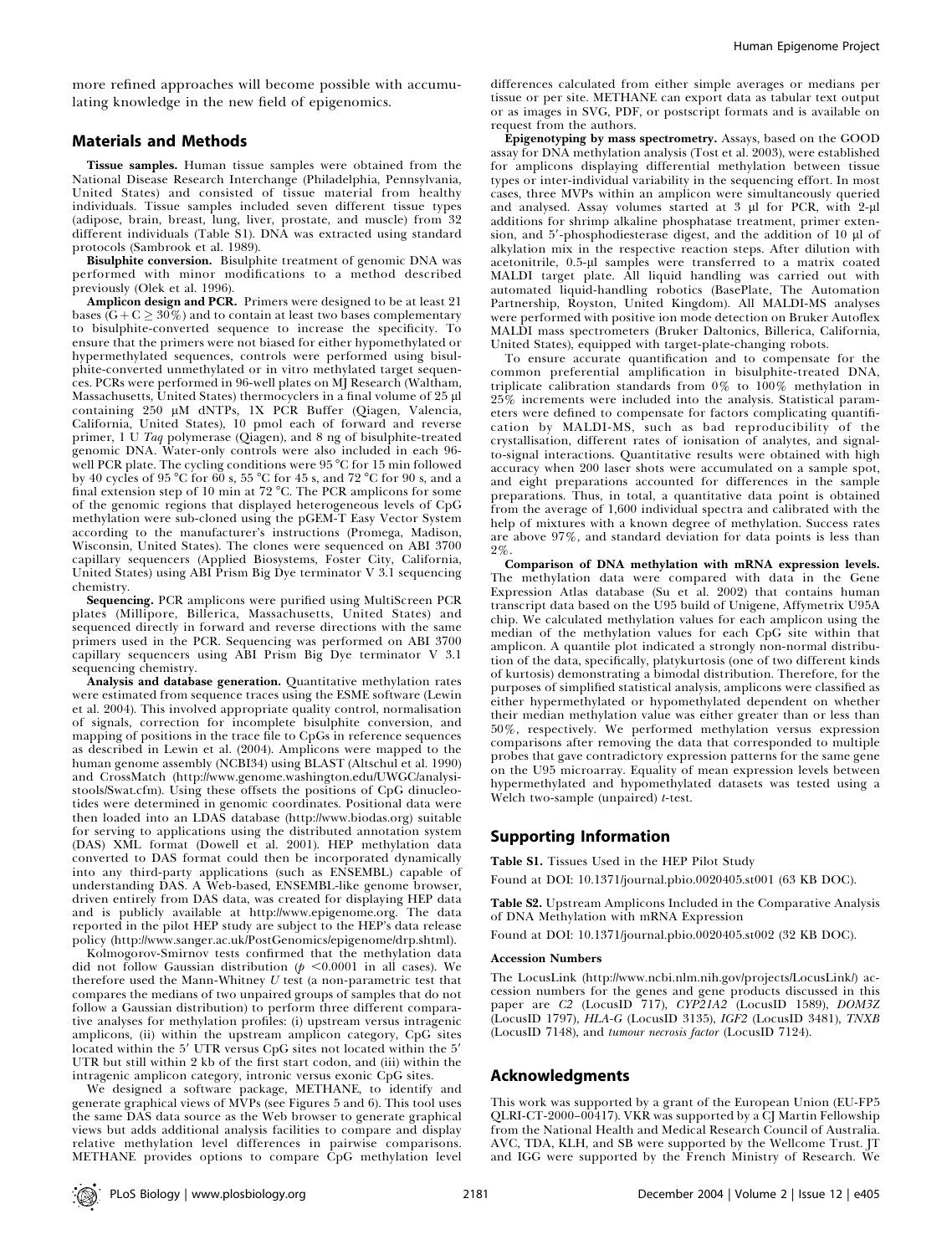more refined approaches will become possible with accumulating knowledge in the new field of epigenomics.

## Materials and Methods

**Tissue samples.** Human tissue samples were obtained from the National Disease Research Interchange (Philadelphia, Pennsylvania, United States) and consisted of tissue material from healthy individuals. Tissue samples included seven different tissue types (adipose, brain, breast, lung, liver, prostate, and muscle) from 32 different individuals (Table S1). DNA was extracted using standard protocols (Sambrook et al. 1989).

**Bisulphite conversion.** Bisulphite treatment of genomic DNA was performed with minor modifications to a method described previously (Olek et al. 1996).

**Amplicon design and PCR.** Primers were designed to be at least 21 bases (G + C ≥ 30%) and to contain at least two bases complementary to bisulphite-converted sequence to increase the specificity. To ensure that the primers were not biased for either hypomethylated or hypermethylated sequences, controls were performed using bisulphite-converted unmethylated or in vitro methylated target sequences. PCRs were performed in 96-well plates on MJ Research (Waltham, Massachusetts, United States) thermocyclers in a final volume of 25 µl containing 250 µM dNTPs, 1X PCR Buffer (Qiagen, Valencia, California, United States), 10 pmol each of forward and reverse primer, 1 U *Taq* polymerase (Qiagen), and 8 ng of bisulphite-treated genomic DNA. Water-only controls were also included in each 96-well PCR plate. The cycling conditions were 95 °C for 15 min followed by 40 cycles of 95 °C for 60 s, 55 °C for 45 s, and 72 °C for 90 s, and a final extension step of 10 min at 72 °C. The PCR amplicons for some of the genomic regions that displayed heterogeneous levels of CpG methylation were sub-cloned using the pGEM-T Easy Vector System according to the manufacturer's instructions (Promega, Madison, Wisconsin, United States). The clones were sequenced on ABI 3700 capillary sequencers (Applied Biosystems, Foster City, California, United States) using ABI Prism Big Dye terminator V 3.1 sequencing chemistry.

**Sequencing.** PCR amplicons were purified using MultiScreen PCR plates (Millipore, Billerica, Massachusetts, United States) and sequenced directly in forward and reverse directions with the same primers used in the PCR. Sequencing was performed on ABI 3700 capillary sequencers using ABI Prism Big Dye terminator V 3.1 sequencing chemistry.

**Analysis and database generation.** Quantitative methylation rates were estimated from sequence traces using the ESME software (Lewin et al. 2004). This involved appropriate quality control, normalisation of signals, correction for incomplete bisulphite conversion, and mapping of positions in the trace file to CpGs in reference sequences as described in Lewin et al. (2004). Amplicons were mapped to the human genome assembly (NCBI34) using BLAST (Altschul et al. 1990) and CrossMatch (http://www.genome.washington.edu/UWGC/analysistools/Swat.cfm). Using these offsets the positions of CpG dinucleotides were determined in genomic coordinates. Positional data were then loaded into an LDAS database (http://www.biodas.org) suitable for serving to applications using the distributed annotation system (DAS) XML format (Dowell et al. 2001). HEP methylation data converted to DAS format could then be incorporated dynamically into any third-party applications (such as ENSEMBL) capable of understanding DAS. A Web-based, ENSEMBL-like genome browser, driven entirely from DAS data, was created for displaying HEP data and is publicly available at http://www.epigenome.org. The data reported in the pilot HEP study are subject to the HEP's data release policy (http://www.sanger.ac.uk/PostGenomics/epigenome/drp.shtml).

Kolmogorov-Smirnov tests confirmed that the methylation data did not follow Gaussian distribution ($p < 0.0001$ in all cases). We therefore used the Mann-Whitney $U$ test (a non-parametric test that compares the medians of two unpaired groups of samples that do not follow a Gaussian distribution) to perform three different comparative analyses for methylation profiles: (i) upstream versus intragenic amplicons, (ii) within the upstream amplicon category, CpG sites located within the 5′ UTR versus CpG sites not located within the 5′ UTR but still within 2 kb of the first start codon, and (iii) within the intragenic amplicon category, intronic versus exonic CpG sites.

We designed a software package, METHANE, to identify and generate graphical views of MVPs (see Figures 5 and 6). This tool uses the same DAS data source as the Web browser to generate graphical views but adds additional analysis facilities to compare and display relative methylation level differences in pairwise comparisons. METHANE provides options to compare CpG methylation level differences calculated from either simple averages or medians per tissue or per site. METHANE can export data as tabular text output or as images in SVG, PDF, or postscript formats and is available on request from the authors.

**Epigenotyping by mass spectrometry.** Assays, based on the GOOD assay for DNA methylation analysis (Tost et al. 2003), were established for amplicons displaying differential methylation between tissue types or inter-individual variability in the sequencing effort. In most cases, three MVPs within an amplicon were simultaneously queried and analysed. Assay volumes started at 3 µl for PCR, with 2-µl additions for shrimp alkaline phosphatase treatment, primer extension, and 5′-phosphodiesterase digest, and the addition of 10 µl of alkylation mix in the respective reaction steps. After dilution with acetonitrile, 0.5-µl samples were transferred to a matrix coated MALDI target plate. All liquid handling was carried out with automated liquid-handling robotics (BasePlate, The Automation Partnership, Royston, United Kingdom). All MALDI-MS analyses were performed with positive ion mode detection on Bruker Autoflex MALDI mass spectrometers (Bruker Daltonics, Billerica, California, United States), equipped with target-plate-changing robots.

To ensure accurate quantification and to compensate for the common preferential amplification in bisulphite-treated DNA, triplicate calibration standards from 0% to 100% methylation in 25% increments were included into the analysis. Statistical parameters were defined to compensate for factors complicating quantification by MALDI-MS, such as bad reproducibility of the crystallisation, different rates of ionisation of analytes, and signal-to-signal interactions. Quantitative results were obtained with high accuracy when 200 laser shots were accumulated on a sample spot, and eight preparations accounted for differences in the sample preparations. Thus, in total, a quantitative data point is obtained from the average of 1,600 individual spectra and calibrated with the help of mixtures with a known degree of methylation. Success rates are above 97%, and standard deviation for data points is less than 2%.

**Comparison of DNA methylation with mRNA expression levels.** The methylation data were compared with data in the Gene Expression Atlas database (Su et al. 2002) that contains human transcript data based on the U95 build of Unigene, Affymetrix U95A chip. We calculated methylation values for each amplicon using the median of the methylation values for each CpG site within that amplicon. A quantile plot indicated a strongly non-normal distribution of the data, specifically, platykurtosis (one of two different kinds of kurtosis) demonstrating a bimodal distribution. Therefore, for the purposes of simplified statistical analysis, amplicons were classified as either hypermethylated or hypomethylated dependent on whether their median methylation value was either greater than or less than 50%, respectively. We performed methylation versus expression comparisons after removing the data that corresponded to multiple probes that gave contradictory expression patterns for the same gene on the U95 microarray. Equality of mean expression levels between hypermethylated and hypomethylated datasets was tested using a Welch two-sample (unpaired) $t$-test.

## Supporting Information

**Table S1.** Tissues Used in the HEP Pilot Study

Found at DOI: 10.1371/journal.pbio.0020405.st001 (63 KB DOC).

**Table S2.** Upstream Amplicons Included in the Comparative Analysis of DNA Methylation with mRNA Expression

Found at DOI: 10.1371/journal.pbio.0020405.st002 (32 KB DOC).

### Accession Numbers

The LocusLink (http://www.ncbi.nlm.nih.gov/projects/LocusLink/) accession numbers for the genes and gene products discussed in this paper are *C2* (LocusID 717), *CYP21A2* (LocusID 1589), *DOM3Z* (LocusID 1797), *HLA-G* (LocusID 3135), *IGF2* (LocusID 3481), *TNXB* (LocusID 7148), and *tumour necrosis factor* (LocusID 7124).

## Acknowledgments

This work was supported by a grant of the European Union (EU-FP5 QLRI-CT-2000–00417). VKR was supported by a CJ Martin Fellowship from the National Health and Medical Research Council of Australia. AVC, TDA, KLH, and SB were supported by the Wellcome Trust. JT and IGG were supported by the French Ministry of Research. We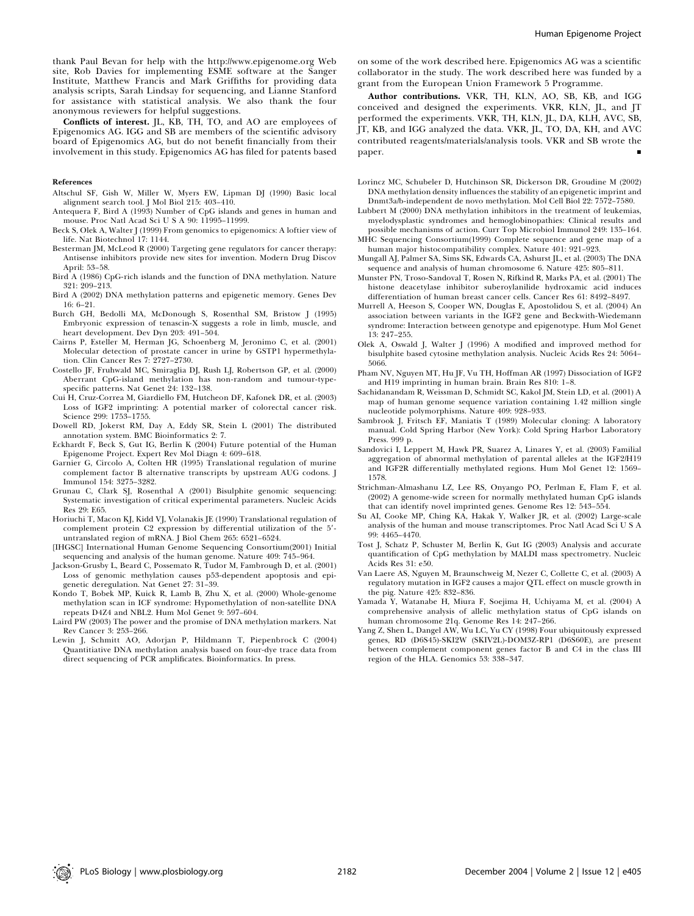thank Paul Bevan for help with the http://www.epigenome.org Web site, Rob Davies for implementing ESME software at the Sanger Institute, Matthew Francis and Mark Griffiths for providing data analysis scripts, Sarah Lindsay for sequencing, and Lianne Stanford for assistance with statistical analysis. We also thank the four anonymous reviewers for helpful suggestions.

**Conflicts of interest.** JL, KB, TH, TO, and AO are employees of Epigenomics AG. IGG and SB are members of the scientific advisory board of Epigenomics AG, but do not benefit financially from their involvement in this study. Epigenomics AG has filed for patents based on some of the work described here. Epigenomics AG was a scientific collaborator in the study. The work described here was funded by a grant from the European Union Framework 5 Programme.

**Author contributions.** VKR, TH, KLN, AO, SB, KB, and IGG conceived and designed the experiments. VKR, KLN, JL, and JT performed the experiments. VKR, TH, KLN, JL, DA, KLH, AVC, SB, JT, KB, and IGG analyzed the data. VKR, JL, TO, DA, KH, and AVC contributed reagents/materials/analysis tools. VKR and SB wrote the paper.

## References

Altschul SF, Gish W, Miller W, Myers EW, Lipman DJ (1990) Basic local alignment search tool. J Mol Biol 215: 403–410.

Antequera F, Bird A (1993) Number of CpG islands and genes in human and mouse. Proc Natl Acad Sci U S A 90: 11995–11999.

Beck S, Olek A, Walter J (1999) From genomics to epigenomics: A loftier view of life. Nat Biotechnol 17: 1144.

Besterman JM, McLeod R (2000) Targeting gene regulators for cancer therapy: Antisense inhibitors provide new sites for invention. Modern Drug Discov April: 53–58.

Bird A (1986) CpG-rich islands and the function of DNA methylation. Nature 321: 209–213.

Bird A (2002) DNA methylation patterns and epigenetic memory. Genes Dev 16: 6–21.

Burch GH, Bedolli MA, McDonough S, Rosenthal SM, Bristow J (1995) Embryonic expression of tenascin-X suggests a role in limb, muscle, and heart development. Dev Dyn 203: 491–504.

Cairns P, Esteller M, Herman JG, Schoenberg M, Jeronimo C, et al. (2001) Molecular detection of prostate cancer in urine by GSTP1 hypermethylation. Clin Cancer Res 7: 2727–2730.

Costello JF, Fruhwald MC, Smiraglia DJ, Rush LJ, Robertson GP, et al. (2000) Aberrant CpG-island methylation has non-random and tumour-type-specific patterns. Nat Genet 24: 132–138.

Cui H, Cruz-Correa M, Giardiello FM, Hutcheon DF, Kafonek DR, et al. (2003) Loss of IGF2 imprinting: A potential marker of colorectal cancer risk. Science 299: 1753–1755.

Dowell RD, Jokerst RM, Day A, Eddy SR, Stein L (2001) The distributed annotation system. BMC Bioinformatics 2: 7.

Eckhardt F, Beck S, Gut IG, Berlin K (2004) Future potential of the Human Epigenome Project. Expert Rev Mol Diagn 4: 609–618.

Garnier G, Circolo A, Colten HR (1995) Translational regulation of murine complement factor B alternative transcripts by upstream AUG codons. J Immunol 154: 3275–3282.

Grunau C, Clark SJ, Rosenthal A (2001) Bisulphite genomic sequencing: Systematic investigation of critical experimental parameters. Nucleic Acids Res 29: E65.

Horiuchi T, Macon KJ, Kidd VJ, Volanakis JE (1990) Translational regulation of complement protein C2 expression by differential utilization of the 5′-untranslated region of mRNA. J Biol Chem 265: 6521–6524.

[IHGSC] International Human Genome Sequencing Consortium(2001) Initial sequencing and analysis of the human genome. Nature 409: 745–964.

Jackson-Grusby L, Beard C, Possemato R, Tudor M, Fambrough D, et al. (2001) Loss of genomic methylation causes p53-dependent apoptosis and epigenetic deregulation. Nat Genet 27: 31–39.

Kondo T, Bobek MP, Kuick R, Lamb B, Zhu X, et al. (2000) Whole-genome methylation scan in ICF syndrome: Hypomethylation of non-satellite DNA repeats D4Z4 and NBL2. Hum Mol Genet 9: 597–604.

Laird PW (2003) The power and the promise of DNA methylation markers. Nat Rev Cancer 3: 253–266.

Lewin J, Schmitt AO, Adorjan P, Hildmann T, Piepenbrock C (2004) Quantitiative DNA methylation analysis based on four-dye trace data from direct sequencing of PCR amplificates. Bioinformatics. In press.

Lorincz MC, Schubeler D, Hutchinson SR, Dickerson DR, Groudine M (2002) DNA methylation density influences the stability of an epigenetic imprint and Dnmt3a/b-independent de novo methylation. Mol Cell Biol 22: 7572–7580.

Lubbert M (2000) DNA methylation inhibitors in the treatment of leukemias, myelodysplastic syndromes and hemoglobinopathies: Clinical results and possible mechanisms of action. Curr Top Microbiol Immunol 249: 135–164.

MHC Sequencing Consortium(1999) Complete sequence and gene map of a human major histocompatibility complex. Nature 401: 921–923.

Mungall AJ, Palmer SA, Sims SK, Edwards CA, Ashurst JL, et al. (2003) The DNA sequence and analysis of human chromosome 6. Nature 425: 805–811.

Munster PN, Troso-Sandoval T, Rosen N, Rifkind R, Marks PA, et al. (2001) The histone deacetylase inhibitor suberoylanilide hydroxamic acid induces differentiation of human breast cancer cells. Cancer Res 61: 8492–8497.

Murrell A, Heeson S, Cooper WN, Douglas E, Apostolidou S, et al. (2004) An association between variants in the IGF2 gene and Beckwith-Wiedemann syndrome: Interaction between genotype and epigenotype. Hum Mol Genet 13: 247–255.

Olek A, Oswald J, Walter J (1996) A modified and improved method for bisulphite based cytosine methylation analysis. Nucleic Acids Res 24: 5064–5066.

Pham NV, Nguyen MT, Hu JF, Vu TH, Hoffman AR (1997) Dissociation of IGF2 and H19 imprinting in human brain. Brain Res 810: 1–8.

Sachidanandam R, Weissman D, Schmidt SC, Kakol JM, Stein LD, et al. (2001) A map of human genome sequence variation containing 1.42 million single nucleotide polymorphisms. Nature 409: 928–933.

Sambrook J, Fritsch EF, Maniatis T (1989) Molecular cloning: A laboratory manual. Cold Spring Harbor (New York): Cold Spring Harbor Laboratory Press. 999 p.

Sandovici I, Leppert M, Hawk PR, Suarez A, Linares Y, et al. (2003) Familial aggregation of abnormal methylation of parental alleles at the IGF2/H19 and IGF2R differentially methylated regions. Hum Mol Genet 12: 1569–1578.

Strichman-Almashanu LZ, Lee RS, Onyango PO, Perlman E, Flam F, et al. (2002) A genome-wide screen for normally methylated human CpG islands that can identify novel imprinted genes. Genome Res 12: 543–554.

Su AI, Cooke MP, Ching KA, Hakak Y, Walker JR, et al. (2002) Large-scale analysis of the human and mouse transcriptomes. Proc Natl Acad Sci U S A 99: 4465–4470.

Tost J, Schatz P, Schuster M, Berlin K, Gut IG (2003) Analysis and accurate quantification of CpG methylation by MALDI mass spectrometry. Nucleic Acids Res 31: e50.

Van Laere AS, Nguyen M, Braunschweig M, Nezer C, Collette C, et al. (2003) A regulatory mutation in IGF2 causes a major QTL effect on muscle growth in the pig. Nature 425: 832–836.

Yamada Y, Watanabe H, Miura F, Soejima H, Uchiyama M, et al. (2004) A comprehensive analysis of allelic methylation status of CpG islands on human chromosome 21q. Genome Res 14: 247–266.

Yang Z, Shen L, Dangel AW, Wu LC, Yu CY (1998) Four ubiquitously expressed genes, RD (D6S45)-SKI2W (SKIV2L)-DOM3Z-RP1 (D6S60E), are present between complement component genes factor B and C4 in the class III region of the HLA. Genomics 53: 338–347.